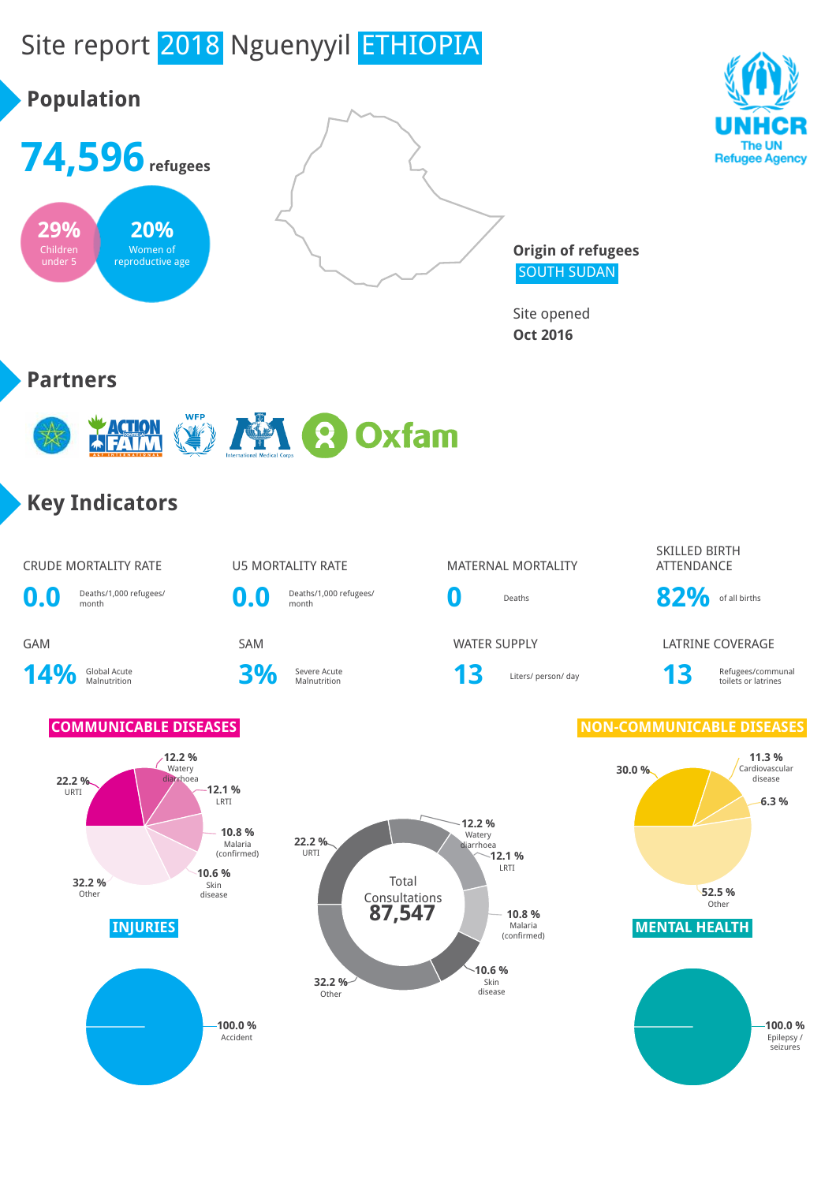# Site report 2018 Nguenyyil ETHIOPIA

UNHCR
The UN Refugee Agency

## Population

**74,596** refugees

**29%** Children under 5

**20%** Women of reproductive age

**Origin of refugees**
SOUTH SUDAN

Site opened
**Oct 2016**

## Partners

ACTION CONTRE LA FAIM, WFP, International Medical Corps, Oxfam

## Key Indicators

| CRUDE MORTALITY RATE | U5 MORTALITY RATE | MATERNAL MORTALITY | SKILLED BIRTH ATTENDANCE |
|---|---|---|---|
| **0.0** Deaths/1,000 refugees/ month | **0.0** Deaths/1,000 refugees/ month | **0** Deaths | **82%** of all births |

| GAM | SAM | WATER SUPPLY | LATRINE COVERAGE |
|---|---|---|---|
| **14%** Global Acute Malnutrition | **3%** Severe Acute Malnutrition | **13** Liters/ person/ day | **13** Refugees/communal toilets or latrines |

### COMMUNICABLE DISEASES

- 22.2 % URTI
- 12.2 % Watery diarrhoea
- 12.1 % LRTI
- 10.8 % Malaria (confirmed)
- 10.6 % Skin disease
- 32.2 % Other

Total Consultations **87,547**

- 22.2 % URTI
- 12.2 % Watery diarrhoea
- 12.1 % LRTI
- 10.8 % Malaria (confirmed)
- 10.6 % Skin disease
- 32.2 % Other

### NON-COMMUNICABLE DISEASES

- 30.0 %
- 11.3 % Cardiovascular disease
- 6.3 %
- 52.5 % Other

### INJURIES

- 100.0 % Accident

### MENTAL HEALTH

- 100.0 % Epilepsy / seizures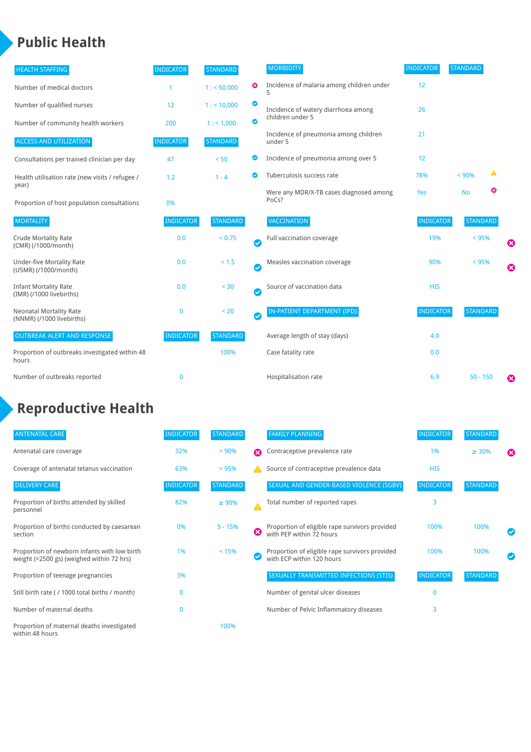# Public Health

| HEALTH STAFFING | INDICATOR | STANDARD | |
|---|---|---|---|
| Number of medical doctors | 1 | 1 : < 50,000 | ✖ |
| Number of qualified nurses | 12 | 1 : < 10,000 | ✔ |
| Number of community health workers | 200 | 1 : < 1,000 | ✔ |

| ACCESS AND UTILIZATION | INDICATOR | STANDARD | |
|---|---|---|---|
| Consultations per trained clinician per day | 47 | < 50 | ✔ |
| Health utilisation rate (new visits / refugee / year) | 1.2 | 1 - 4 | ✔ |
| Proportion of host population consultations | 0% | | |

| MORTALITY | INDICATOR | STANDARD | |
|---|---|---|---|
| Crude Mortality Rate (CMR) (/1000/month) | 0.0 | < 0.75 | ✔ |
| Under-five Mortality Rate (U5MR) (/1000/month) | 0.0 | < 1.5 | ✔ |
| Infant Mortality Rate (IMR) (/1000 livebirths) | 0.0 | < 30 | ✔ |
| Neonatal Mortality Rate (NNMR) (/1000 livebirths) | 0 | < 20 | ✔ |

| OUTBREAK ALERT AND RESPONSE | INDICATOR | STANDARD |
|---|---|---|
| Proportion of outbreaks investigated within 48 hours | | 100% |
| Number of outbreaks reported | 0 | |

| MORBIDITY | INDICATOR | STANDARD | |
|---|---|---|---|
| Incidence of malaria among children under 5 | 12 | | |
| Incidence of watery diarrhoea among children under 5 | 26 | | |
| Incidence of pneumonia among children under 5 | 21 | | |
| Incidence of pneumonia among over 5 | 12 | | |
| Tuberculosis success rate | 78% | < 90% | ⚠ |
| Were any MDR/X-TB cases diagnosed among PoCs? | Yes | No | ✖ |

| VACCINATION | INDICATOR | STANDARD | |
|---|---|---|---|
| Full vaccination coverage | 19% | < 95% | ✖ |
| Measles vaccination coverage | 90% | < 95% | ✖ |
| Source of vaccination data | HIS | | |

| IN-PATIENT DEPARTMENT (IPD) | INDICATOR | STANDARD | |
|---|---|---|---|
| Average length of stay (days) | 4.0 | | |
| Case fatality rate | 0.0 | | |
| Hospitalisation rate | 6.9 | 50 - 150 | ✖ |

# Reproductive Health

| ANTENATAL CARE | INDICATOR | STANDARD | |
|---|---|---|---|
| Antenatal care coverage | 32% | > 90% | ✖ |
| Coverage of antenatal tetanus vaccination | 63% | > 95% | ⚠ |

| DELIVERY CARE | INDICATOR | STANDARD | |
|---|---|---|---|
| Proportion of births attended by skilled personnel | 82% | ≥ 90% | ⚠ |
| Proportion of births conducted by caesarean section | 0% | 5 - 15% | ✖ |
| Proportion of newborn infants with low birth weight (<2500 gs) (weighed within 72 hrs) | 1% | < 15% | ✔ |
| Proportion of teenage pregnancies | 3% | | |
| Still birth rate ( / 1000 total births / month) | 0 | | |
| Number of maternal deaths | 0 | | |
| Proportion of maternal deaths investigated within 48 hours | | 100% | |

| FAMILY PLANNING | INDICATOR | STANDARD | |
|---|---|---|---|
| Contraceptive prevalence rate | 1% | ≥ 30% | ✖ |
| Source of contraceptive prevalence data | HIS | | |

| SEXUAL AND GENDER-BASED VIOLENCE (SGBV) | INDICATOR | STANDARD | |
|---|---|---|---|
| Total number of reported rapes | 3 | | |
| Proportion of eligible rape survivors provided with PEP within 72 hours | 100% | 100% | ✔ |
| Proportion of eligible rape survivors provided with ECP within 120 hours | 100% | 100% | ✔ |

| SEXUALLY TRANSMITTED INFECTIONS (STIS) | INDICATOR | STANDARD |
|---|---|---|
| Number of genital ulcer diseases | 0 | |
| Number of Pelvic Inflammatory diseases | 3 | |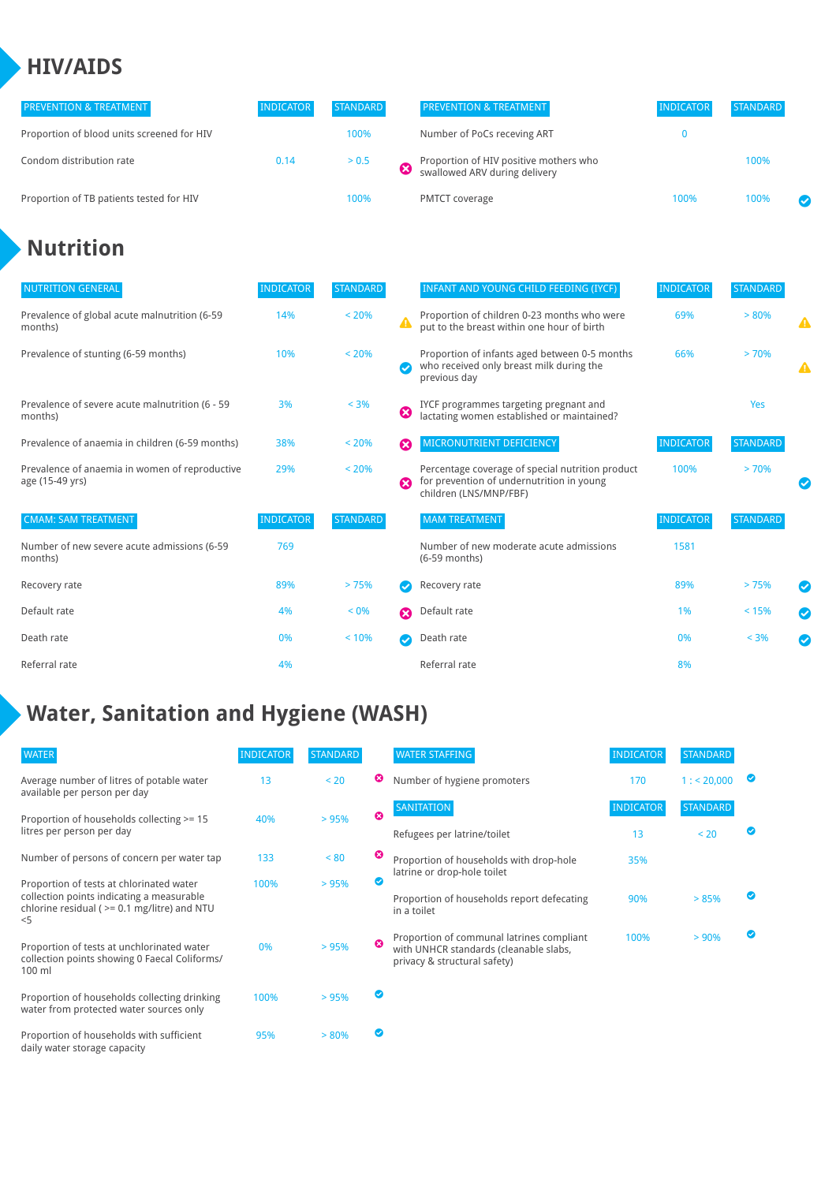# HIV/AIDS

| PREVENTION & TREATMENT | INDICATOR | STANDARD | |
|---|---|---|---|
| Proportion of blood units screened for HIV | | 100% | |
| Condom distribution rate | 0.14 | > 0.5 | ✗ |
| Proportion of TB patients tested for HIV | | 100% | |

| PREVENTION & TREATMENT | INDICATOR | STANDARD | |
|---|---|---|---|
| Number of PoCs receving ART | 0 | | |
| Proportion of HIV positive mothers who swallowed ARV during delivery | | 100% | |
| PMTCT coverage | 100% | 100% | ✓ |

# Nutrition

| NUTRITION GENERAL | INDICATOR | STANDARD | |
|---|---|---|---|
| Prevalence of global acute malnutrition (6-59 months) | 14% | < 20% | ⚠ |
| Prevalence of stunting (6-59 months) | 10% | < 20% | ✓ |
| Prevalence of severe acute malnutrition (6 - 59 months) | 3% | < 3% | ✗ |
| Prevalence of anaemia in children (6-59 months) | 38% | < 20% | ✗ |
| Prevalence of anaemia in women of reproductive age (15-49 yrs) | 29% | < 20% | ✗ |

| INFANT AND YOUNG CHILD FEEDING (IYCF) | INDICATOR | STANDARD | |
|---|---|---|---|
| Proportion of children 0-23 months who were put to the breast within one hour of birth | 69% | > 80% | ⚠ |
| Proportion of infants aged between 0-5 months who received only breast milk during the previous day | 66% | > 70% | ⚠ |
| IYCF programmes targeting pregnant and lactating women established or maintained? | | Yes | |

| MICRONUTRIENT DEFICIENCY | INDICATOR | STANDARD | |
|---|---|---|---|
| Percentage coverage of special nutrition product for prevention of undernutrition in young children (LNS/MNP/FBF) | 100% | > 70% | ✓ |

| CMAM: SAM TREATMENT | INDICATOR | STANDARD | |
|---|---|---|---|
| Number of new severe acute admissions (6-59 months) | 769 | | |
| Recovery rate | 89% | > 75% | ✓ |
| Default rate | 4% | < 0% | ✗ |
| Death rate | 0% | < 10% | ✓ |
| Referral rate | 4% | | |

| MAM TREATMENT | INDICATOR | STANDARD | |
|---|---|---|---|
| Number of new moderate acute admissions (6-59 months) | 1581 | | |
| Recovery rate | 89% | > 75% | ✓ |
| Default rate | 1% | < 15% | ✓ |
| Death rate | 0% | < 3% | ✓ |
| Referral rate | 8% | | |

# Water, Sanitation and Hygiene (WASH)

| WATER | INDICATOR | STANDARD | |
|---|---|---|---|
| Average number of litres of potable water available per person per day | 13 | < 20 | ✗ |
| Proportion of households collecting >= 15 litres per person per day | 40% | > 95% | ✗ |
| Number of persons of concern per water tap | 133 | < 80 | ✗ |
| Proportion of tests at chlorinated water collection points indicating a measurable chlorine residual ( >= 0.1 mg/litre) and NTU <5 | 100% | > 95% | ✓ |
| Proportion of tests at unchlorinated water collection points showing 0 Faecal Coliforms/ 100 ml | 0% | > 95% | ✗ |
| Proportion of households collecting drinking water from protected water sources only | 100% | > 95% | ✓ |
| Proportion of households with sufficient daily water storage capacity | 95% | > 80% | ✓ |

| WATER STAFFING | INDICATOR | STANDARD | |
|---|---|---|---|
| Number of hygiene promoters | 170 | 1 : < 20,000 | ✓ |

| SANITATION | INDICATOR | STANDARD | |
|---|---|---|---|
| Refugees per latrine/toilet | 13 | < 20 | ✓ |
| Proportion of households with drop-hole latrine or drop-hole toilet | 35% | | |
| Proportion of households report defecating in a toilet | 90% | > 85% | ✓ |
| Proportion of communal latrines compliant with UNHCR standards (cleanable slabs, privacy & structural safety) | 100% | > 90% | ✓ |